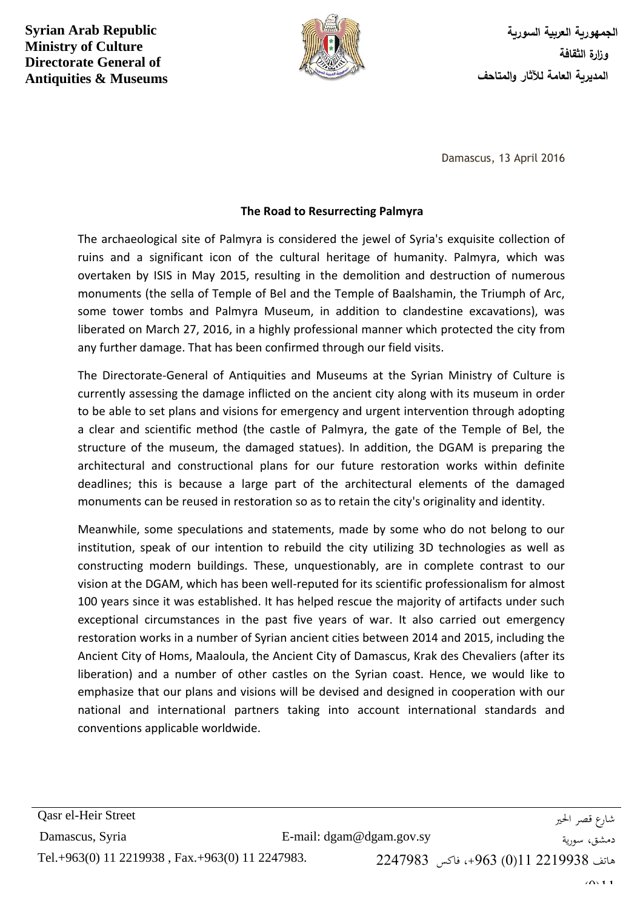**Syrian Arab Republic**
**Ministry of Culture**
**Directorate General of Antiquities & Museums**

**الجمهورية العربية السورية**
**وزارة الثقافة**
**المديرية العامة للآثار والمتاحف**

Damascus, 13 April 2016

## The Road to Resurrecting Palmyra

The archaeological site of Palmyra is considered the jewel of Syria's exquisite collection of ruins and a significant icon of the cultural heritage of humanity. Palmyra, which was overtaken by ISIS in May 2015, resulting in the demolition and destruction of numerous monuments (the sella of Temple of Bel and the Temple of Baalshamin, the Triumph of Arc, some tower tombs and Palmyra Museum, in addition to clandestine excavations), was liberated on March 27, 2016, in a highly professional manner which protected the city from any further damage. That has been confirmed through our field visits.

The Directorate-General of Antiquities and Museums at the Syrian Ministry of Culture is currently assessing the damage inflicted on the ancient city along with its museum in order to be able to set plans and visions for emergency and urgent intervention through adopting a clear and scientific method (the castle of Palmyra, the gate of the Temple of Bel, the structure of the museum, the damaged statues). In addition, the DGAM is preparing the architectural and constructional plans for our future restoration works within definite deadlines; this is because a large part of the architectural elements of the damaged monuments can be reused in restoration so as to retain the city's originality and identity.

Meanwhile, some speculations and statements, made by some who do not belong to our institution, speak of our intention to rebuild the city utilizing 3D technologies as well as constructing modern buildings. These, unquestionably, are in complete contrast to our vision at the DGAM, which has been well-reputed for its scientific professionalism for almost 100 years since it was established. It has helped rescue the majority of artifacts under such exceptional circumstances in the past five years of war. It also carried out emergency restoration works in a number of Syrian ancient cities between 2014 and 2015, including the Ancient City of Homs, Maaloula, the Ancient City of Damascus, Krak des Chevaliers (after its liberation) and a number of other castles on the Syrian coast. Hence, we would like to emphasize that our plans and visions will be devised and designed in cooperation with our national and international partners taking into account international standards and conventions applicable worldwide.

---

Qasr el-Heir Street
Damascus, Syria
Tel.+963(0) 11 2219938 , Fax.+963(0) 11 2247983.

E-mail: dgam@dgam.gov.sy

شارع قصر الحير
دمشق، سورية
هاتف 2219938 11(0) 963+، فاكس 2247983 (0)11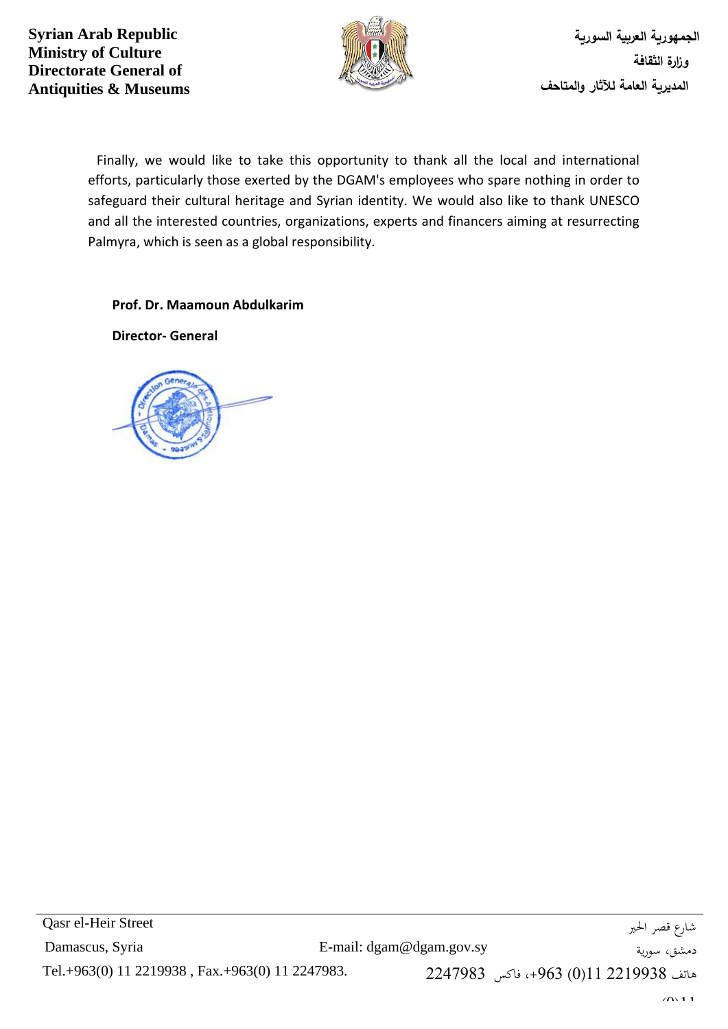Finally, we would like to take this opportunity to thank all the local and international efforts, particularly those exerted by the DGAM's employees who spare nothing in order to safeguard their cultural heritage and Syrian identity. We would also like to thank UNESCO and all the interested countries, organizations, experts and financers aiming at resurrecting Palmyra, which is seen as a global responsibility.

**Prof. Dr. Maamoun Abdulkarim**

**Director- General**